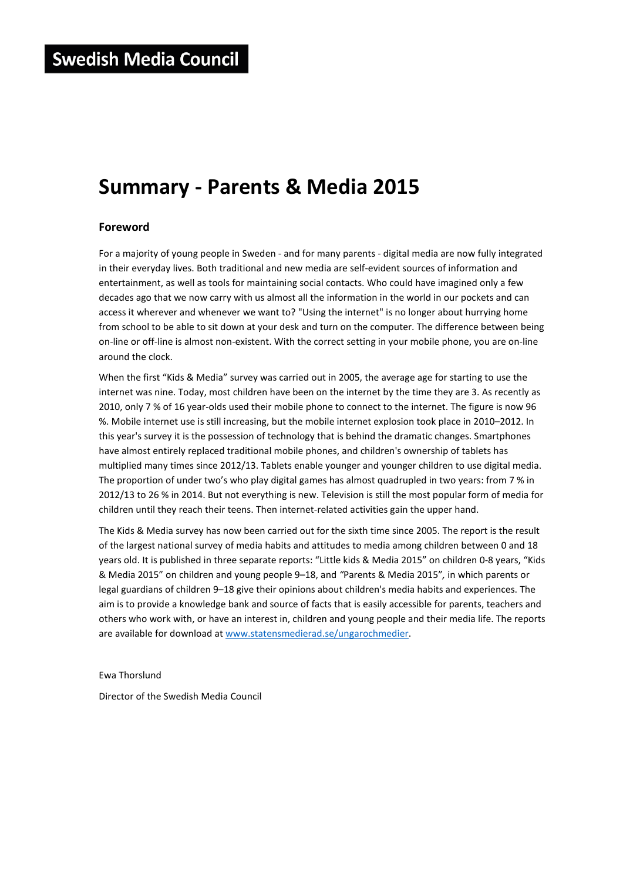# Swedish Media Council

## Summary - Parents & Media 2015

### Foreword

For a majority of young people in Sweden - and for many parents - digital media are now fully integrated in their everyday lives. Both traditional and new media are self-evident sources of information and entertainment, as well as tools for maintaining social contacts. Who could have imagined only a few decades ago that we now carry with us almost all the information in the world in our pockets and can access it wherever and whenever we want to? "Using the internet" is no longer about hurrying home from school to be able to sit down at your desk and turn on the computer. The difference between being on-line or off-line is almost non-existent. With the correct setting in your mobile phone, you are on-line around the clock.

When the first "Kids & Media" survey was carried out in 2005, the average age for starting to use the internet was nine. Today, most children have been on the internet by the time they are 3. As recently as 2010, only 7 % of 16 year-olds used their mobile phone to connect to the internet. The figure is now 96 %. Mobile internet use is still increasing, but the mobile internet explosion took place in 2010–2012. In this year's survey it is the possession of technology that is behind the dramatic changes. Smartphones have almost entirely replaced traditional mobile phones, and children's ownership of tablets has multiplied many times since 2012/13. Tablets enable younger and younger children to use digital media. The proportion of under two's who play digital games has almost quadrupled in two years: from 7 % in 2012/13 to 26 % in 2014. But not everything is new. Television is still the most popular form of media for children until they reach their teens. Then internet-related activities gain the upper hand.

The Kids & Media survey has now been carried out for the sixth time since 2005. The report is the result of the largest national survey of media habits and attitudes to media among children between 0 and 18 years old. It is published in three separate reports: "Little kids & Media 2015" on children 0-8 years, "Kids & Media 2015" on children and young people 9–18, and *"*Parents & Media 2015", in which parents or legal guardians of children 9–18 give their opinions about children's media habits and experiences. The aim is to provide a knowledge bank and source of facts that is easily accessible for parents, teachers and others who work with, or have an interest in, children and young people and their media life. The reports are available for download at [www.statensmedierad.se/ungarochmedier](http://www.statensmedierad.se/ungarochmedier).

Ewa Thorslund

Director of the Swedish Media Council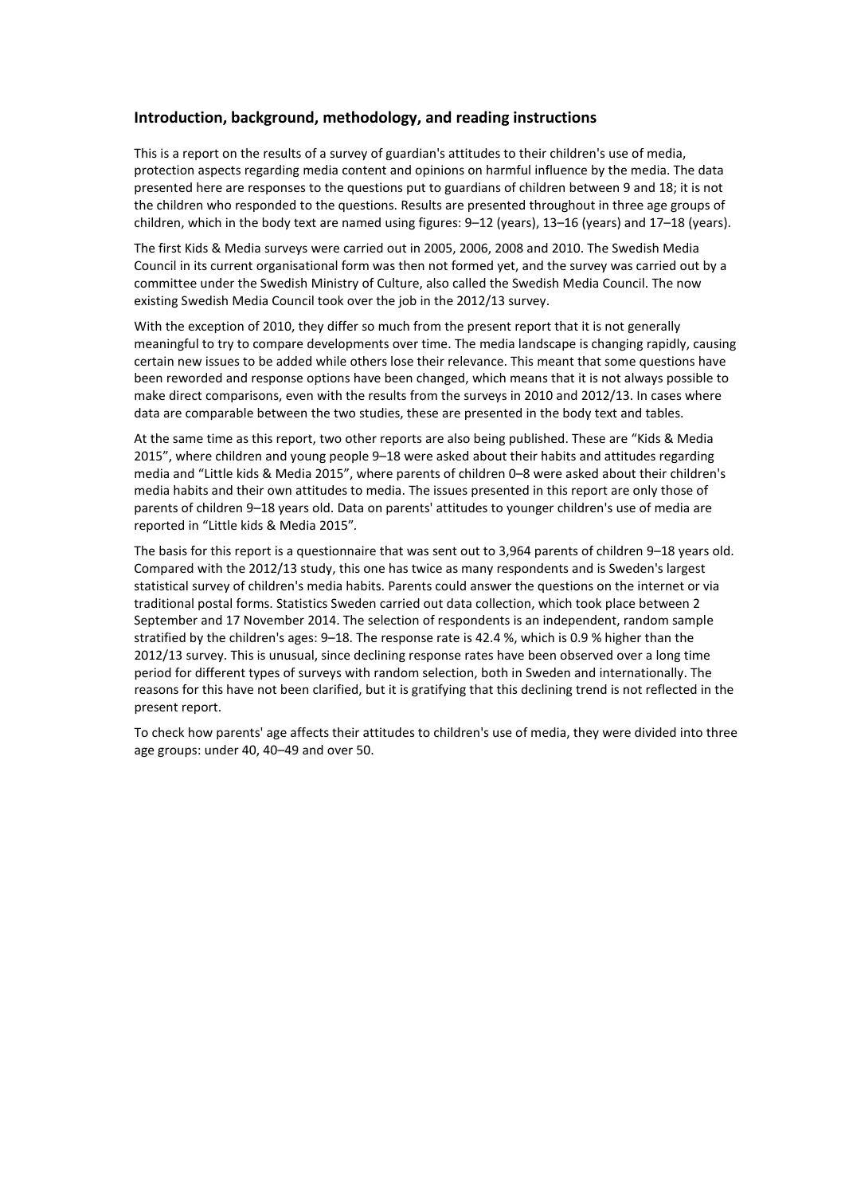## Introduction, background, methodology, and reading instructions

This is a report on the results of a survey of guardian's attitudes to their children's use of media, protection aspects regarding media content and opinions on harmful influence by the media. The data presented here are responses to the questions put to guardians of children between 9 and 18; it is not the children who responded to the questions. Results are presented throughout in three age groups of children, which in the body text are named using figures: 9–12 (years), 13–16 (years) and 17–18 (years).

The first Kids & Media surveys were carried out in 2005, 2006, 2008 and 2010. The Swedish Media Council in its current organisational form was then not formed yet, and the survey was carried out by a committee under the Swedish Ministry of Culture, also called the Swedish Media Council. The now existing Swedish Media Council took over the job in the 2012/13 survey.

With the exception of 2010, they differ so much from the present report that it is not generally meaningful to try to compare developments over time. The media landscape is changing rapidly, causing certain new issues to be added while others lose their relevance. This meant that some questions have been reworded and response options have been changed, which means that it is not always possible to make direct comparisons, even with the results from the surveys in 2010 and 2012/13. In cases where data are comparable between the two studies, these are presented in the body text and tables.

At the same time as this report, two other reports are also being published. These are "Kids & Media 2015", where children and young people 9–18 were asked about their habits and attitudes regarding media and "Little kids & Media 2015", where parents of children 0–8 were asked about their children's media habits and their own attitudes to media. The issues presented in this report are only those of parents of children 9–18 years old. Data on parents' attitudes to younger children's use of media are reported in "Little kids & Media 2015".

The basis for this report is a questionnaire that was sent out to 3,964 parents of children 9–18 years old. Compared with the 2012/13 study, this one has twice as many respondents and is Sweden's largest statistical survey of children's media habits. Parents could answer the questions on the internet or via traditional postal forms. Statistics Sweden carried out data collection, which took place between 2 September and 17 November 2014. The selection of respondents is an independent, random sample stratified by the children's ages: 9–18. The response rate is 42.4 %, which is 0.9 % higher than the 2012/13 survey. This is unusual, since declining response rates have been observed over a long time period for different types of surveys with random selection, both in Sweden and internationally. The reasons for this have not been clarified, but it is gratifying that this declining trend is not reflected in the present report.

To check how parents' age affects their attitudes to children's use of media, they were divided into three age groups: under 40, 40–49 and over 50.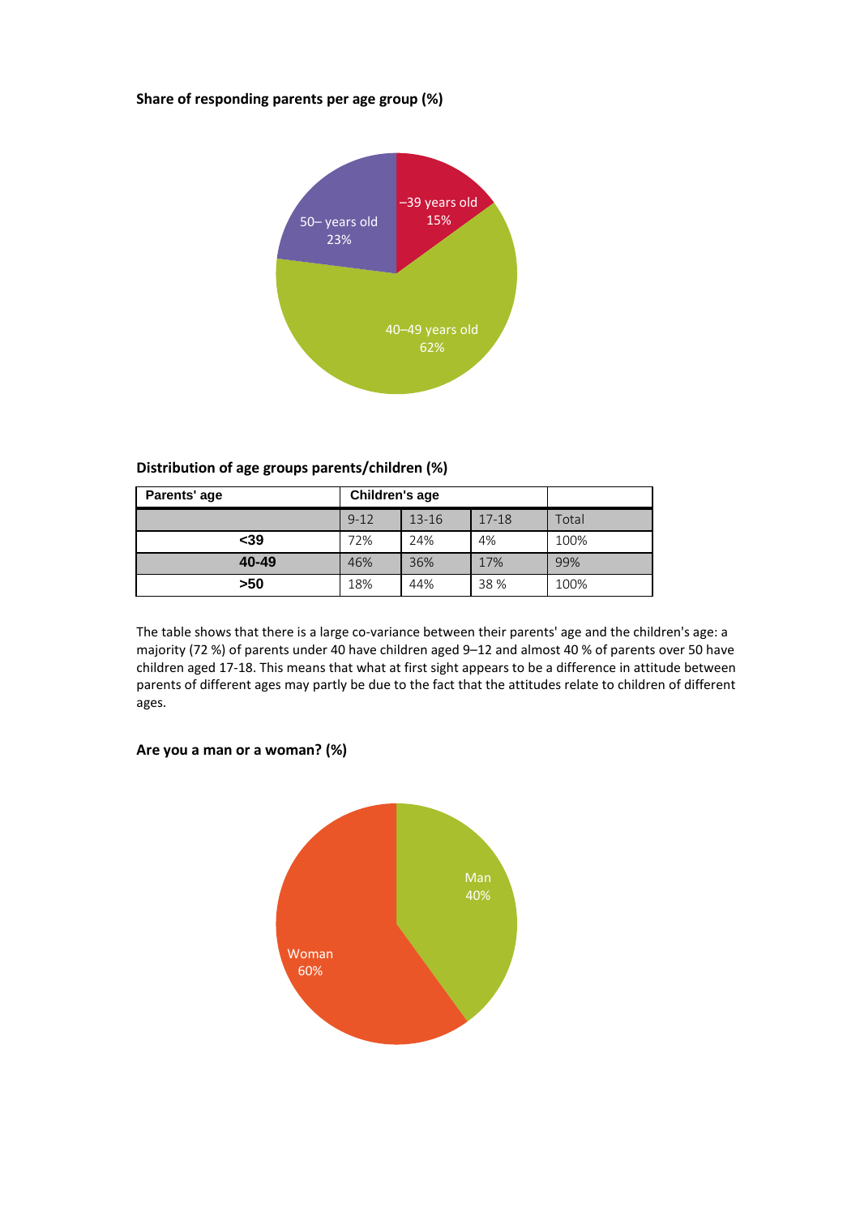**Share of responding parents per age group (%)**

–39 years old 15%

40–49 years old 62%

50– years old 23%

**Distribution of age groups parents/children (%)**

| Parents' age | Children's age | | | |
|---|---|---|---|---|
| | 9-12 | 13-16 | 17-18 | Total |
| <39 | 72% | 24% | 4% | 100% |
| 40-49 | 46% | 36% | 17% | 99% |
| >50 | 18% | 44% | 38 % | 100% |

The table shows that there is a large co-variance between their parents' age and the children's age: a majority (72 %) of parents under 40 have children aged 9–12 and almost 40 % of parents over 50 have children aged 17-18. This means that what at first sight appears to be a difference in attitude between parents of different ages may partly be due to the fact that the attitudes relate to children of different ages.

**Are you a man or a woman? (%)**

Man 40%

Woman 60%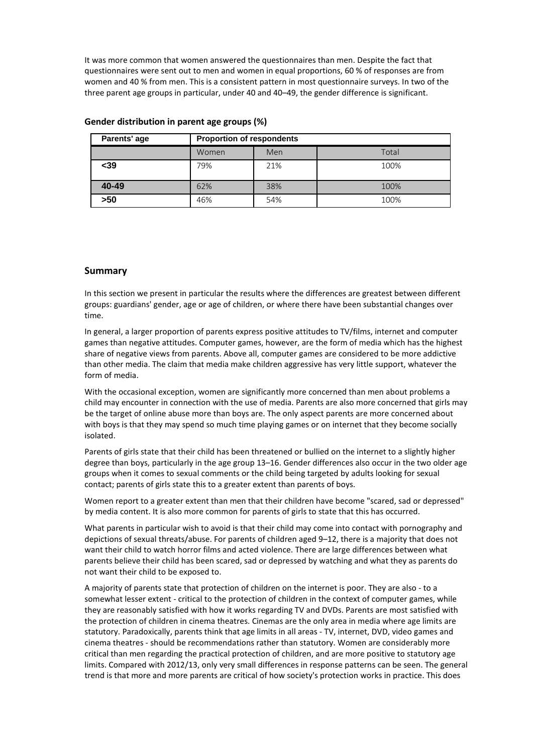It was more common that women answered the questionnaires than men. Despite the fact that questionnaires were sent out to men and women in equal proportions, 60 % of responses are from women and 40 % from men. This is a consistent pattern in most questionnaire surveys. In two of the three parent age groups in particular, under 40 and 40–49, the gender difference is significant.

**Gender distribution in parent age groups (%)**

| Parents' age | Proportion of respondents | | |
|---|---|---|---|
| | Women | Men | Total |
| <39 | 79% | 21% | 100% |
| 40-49 | 62% | 38% | 100% |
| >50 | 46% | 54% | 100% |

## Summary

In this section we present in particular the results where the differences are greatest between different groups: guardians' gender, age or age of children, or where there have been substantial changes over time.

In general, a larger proportion of parents express positive attitudes to TV/films, internet and computer games than negative attitudes. Computer games, however, are the form of media which has the highest share of negative views from parents. Above all, computer games are considered to be more addictive than other media. The claim that media make children aggressive has very little support, whatever the form of media.

With the occasional exception, women are significantly more concerned than men about problems a child may encounter in connection with the use of media. Parents are also more concerned that girls may be the target of online abuse more than boys are. The only aspect parents are more concerned about with boys is that they may spend so much time playing games or on internet that they become socially isolated.

Parents of girls state that their child has been threatened or bullied on the internet to a slightly higher degree than boys, particularly in the age group 13–16. Gender differences also occur in the two older age groups when it comes to sexual comments or the child being targeted by adults looking for sexual contact; parents of girls state this to a greater extent than parents of boys.

Women report to a greater extent than men that their children have become "scared, sad or depressed" by media content. It is also more common for parents of girls to state that this has occurred.

What parents in particular wish to avoid is that their child may come into contact with pornography and depictions of sexual threats/abuse. For parents of children aged 9–12, there is a majority that does not want their child to watch horror films and acted violence. There are large differences between what parents believe their child has been scared, sad or depressed by watching and what they as parents do not want their child to be exposed to.

A majority of parents state that protection of children on the internet is poor. They are also - to a somewhat lesser extent - critical to the protection of children in the context of computer games, while they are reasonably satisfied with how it works regarding TV and DVDs. Parents are most satisfied with the protection of children in cinema theatres. Cinemas are the only area in media where age limits are statutory. Paradoxically, parents think that age limits in all areas - TV, internet, DVD, video games and cinema theatres - should be recommendations rather than statutory. Women are considerably more critical than men regarding the practical protection of children, and are more positive to statutory age limits. Compared with 2012/13, only very small differences in response patterns can be seen. The general trend is that more and more parents are critical of how society's protection works in practice. This does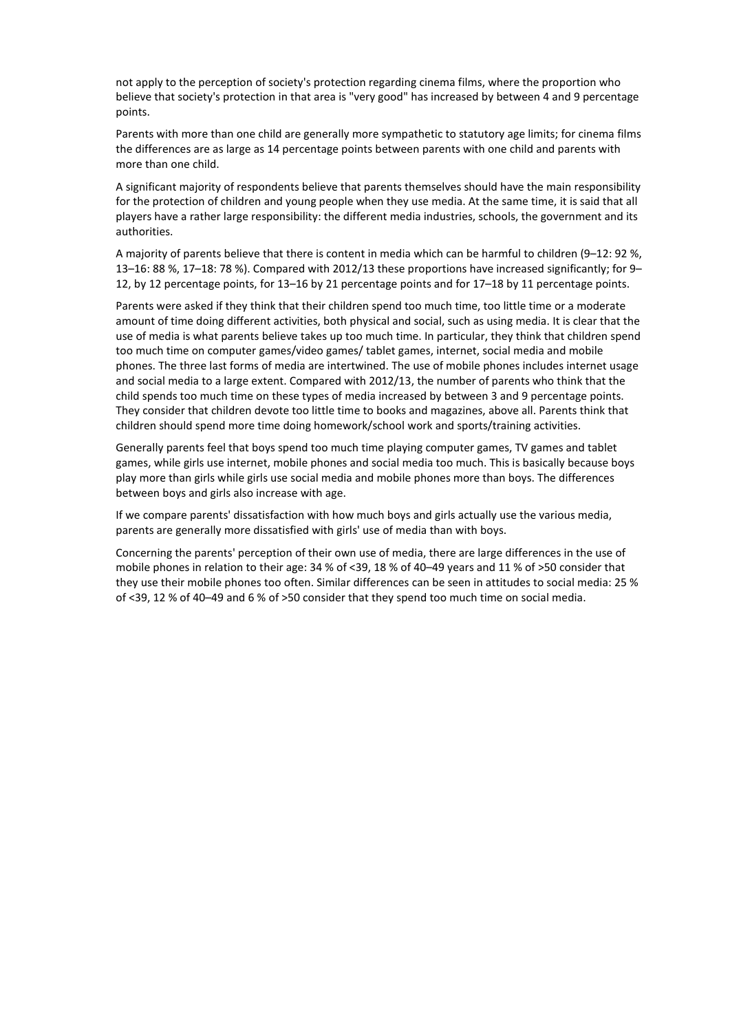not apply to the perception of society's protection regarding cinema films, where the proportion who believe that society's protection in that area is "very good" has increased by between 4 and 9 percentage points.

Parents with more than one child are generally more sympathetic to statutory age limits; for cinema films the differences are as large as 14 percentage points between parents with one child and parents with more than one child.

A significant majority of respondents believe that parents themselves should have the main responsibility for the protection of children and young people when they use media. At the same time, it is said that all players have a rather large responsibility: the different media industries, schools, the government and its authorities.

A majority of parents believe that there is content in media which can be harmful to children (9–12: 92 %, 13–16: 88 %, 17–18: 78 %). Compared with 2012/13 these proportions have increased significantly; for 9–12, by 12 percentage points, for 13–16 by 21 percentage points and for 17–18 by 11 percentage points.

Parents were asked if they think that their children spend too much time, too little time or a moderate amount of time doing different activities, both physical and social, such as using media. It is clear that the use of media is what parents believe takes up too much time. In particular, they think that children spend too much time on computer games/video games/ tablet games, internet, social media and mobile phones. The three last forms of media are intertwined. The use of mobile phones includes internet usage and social media to a large extent. Compared with 2012/13, the number of parents who think that the child spends too much time on these types of media increased by between 3 and 9 percentage points. They consider that children devote too little time to books and magazines, above all. Parents think that children should spend more time doing homework/school work and sports/training activities.

Generally parents feel that boys spend too much time playing computer games, TV games and tablet games, while girls use internet, mobile phones and social media too much. This is basically because boys play more than girls while girls use social media and mobile phones more than boys. The differences between boys and girls also increase with age.

If we compare parents' dissatisfaction with how much boys and girls actually use the various media, parents are generally more dissatisfied with girls' use of media than with boys.

Concerning the parents' perception of their own use of media, there are large differences in the use of mobile phones in relation to their age: 34 % of <39, 18 % of 40–49 years and 11 % of >50 consider that they use their mobile phones too often. Similar differences can be seen in attitudes to social media: 25 % of <39, 12 % of 40–49 and 6 % of >50 consider that they spend too much time on social media.